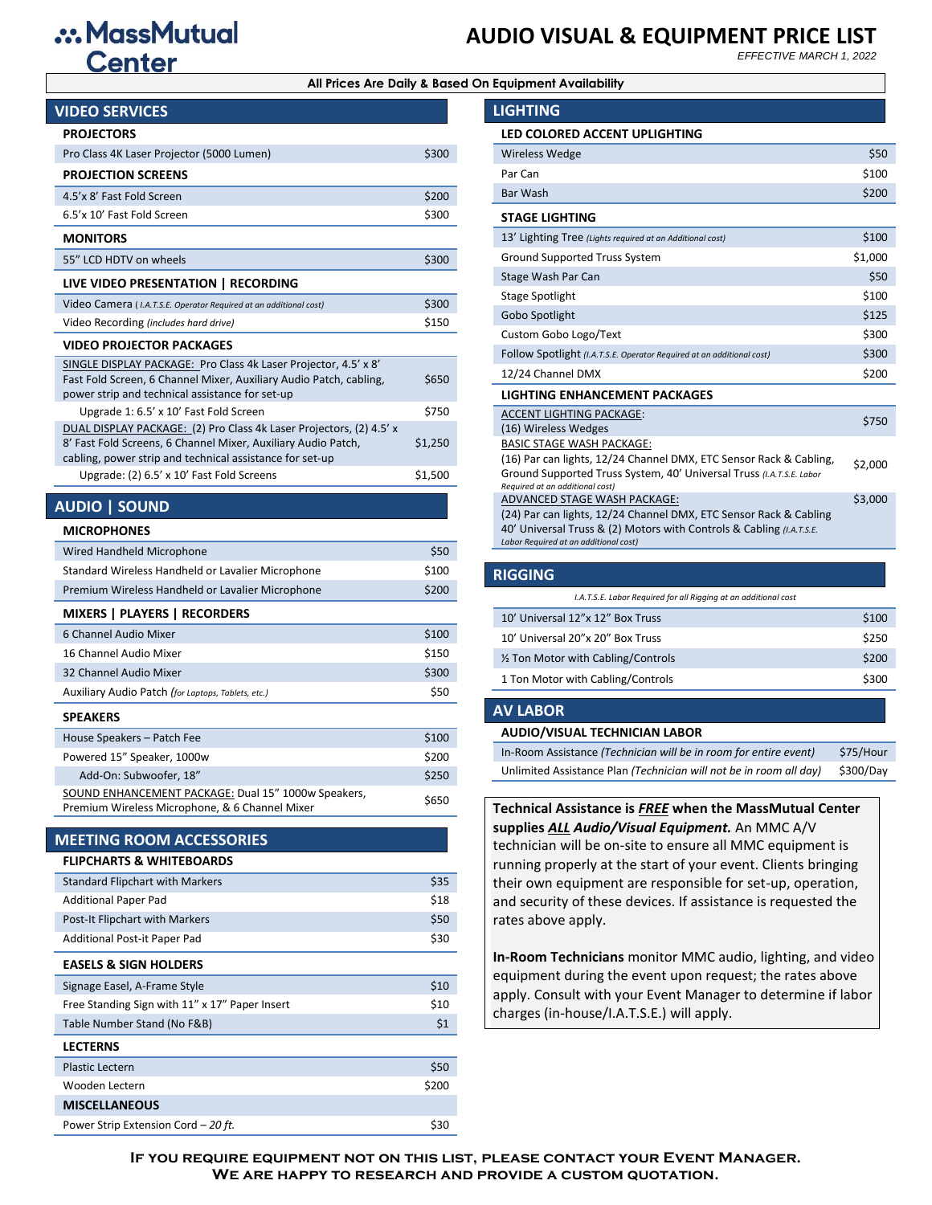# MassMutual Center

# AUDIO VISUAL & EQUIPMENT PRICE LIST

*EFFECTIVE MARCH 1, 2022*

**All Prices Are Daily & Based On Equipment Availability**

## VIDEO SERVICES

### PROJECTORS

| Item | Price |
|---|---|
| Pro Class 4K Laser Projector (5000 Lumen) | $300 |

### PROJECTION SCREENS

| Item | Price |
|---|---|
| 4.5'x 8' Fast Fold Screen | $200 |
| 6.5'x 10' Fast Fold Screen | $300 |

### MONITORS

| Item | Price |
|---|---|
| 55" LCD HDTV on wheels | $300 |

### LIVE VIDEO PRESENTATION | RECORDING

| Item | Price |
|---|---|
| Video Camera *( I.A.T.S.E. Operator Required at an additional cost)* | $300 |
| Video Recording *(includes hard drive)* | $150 |

### VIDEO PROJECTOR PACKAGES

| Item | Price |
|---|---|
| SINGLE DISPLAY PACKAGE: Pro Class 4k Laser Projector, 4.5' x 8' Fast Fold Screen, 6 Channel Mixer, Auxiliary Audio Patch, cabling, power strip and technical assistance for set-up | $650 |
| Upgrade 1: 6.5' x 10' Fast Fold Screen | $750 |
| DUAL DISPLAY PACKAGE: (2) Pro Class 4k Laser Projectors, (2) 4.5' x 8' Fast Fold Screens, 6 Channel Mixer, Auxiliary Audio Patch, cabling, power strip and technical assistance for set-up | $1,250 |
| Upgrade: (2) 6.5' x 10' Fast Fold Screens | $1,500 |

## AUDIO | SOUND

### MICROPHONES

| Item | Price |
|---|---|
| Wired Handheld Microphone | $50 |
| Standard Wireless Handheld or Lavalier Microphone | $100 |
| Premium Wireless Handheld or Lavalier Microphone | $200 |

### MIXERS | PLAYERS | RECORDERS

| Item | Price |
|---|---|
| 6 Channel Audio Mixer | $100 |
| 16 Channel Audio Mixer | $150 |
| 32 Channel Audio Mixer | $300 |
| Auxiliary Audio Patch *(for Laptops, Tablets, etc.)* | $50 |

### SPEAKERS

| Item | Price |
|---|---|
| House Speakers – Patch Fee | $100 |
| Powered 15" Speaker, 1000w | $200 |
| Add-On: Subwoofer, 18" | $250 |
| SOUND ENHANCEMENT PACKAGE: Dual 15" 1000w Speakers, Premium Wireless Microphone, & 6 Channel Mixer | $650 |

## MEETING ROOM ACCESSORIES

### FLIPCHARTS & WHITEBOARDS

| Item | Price |
|---|---|
| Standard Flipchart with Markers | $35 |
| Additional Paper Pad | $18 |
| Post-It Flipchart with Markers | $50 |
| Additional Post-it Paper Pad | $30 |

### EASELS & SIGN HOLDERS

| Item | Price |
|---|---|
| Signage Easel, A-Frame Style | $10 |
| Free Standing Sign with 11" x 17" Paper Insert | $10 |
| Table Number Stand (No F&B) | $1 |

### LECTERNS

| Item | Price |
|---|---|
| Plastic Lectern | $50 |
| Wooden Lectern | $200 |

### MISCELLANEOUS

| Item | Price |
|---|---|
| Power Strip Extension Cord – *20 ft.* | $30 |

## LIGHTING

### LED COLORED ACCENT UPLIGHTING

| Item | Price |
|---|---|
| Wireless Wedge | $50 |
| Par Can | $100 |
| Bar Wash | $200 |

### STAGE LIGHTING

| Item | Price |
|---|---|
| 13' Lighting Tree *(Lights required at an Additional cost)* | $100 |
| Ground Supported Truss System | $1,000 |
| Stage Wash Par Can | $50 |
| Stage Spotlight | $100 |
| Gobo Spotlight | $125 |
| Custom Gobo Logo/Text | $300 |
| Follow Spotlight *(I.A.T.S.E. Operator Required at an additional cost)* | $300 |
| 12/24 Channel DMX | $200 |

### LIGHTING ENHANCEMENT PACKAGES

| Item | Price |
|---|---|
| ACCENT LIGHTING PACKAGE: (16) Wireless Wedges | $750 |
| BASIC STAGE WASH PACKAGE: (16) Par can lights, 12/24 Channel DMX, ETC Sensor Rack & Cabling, Ground Supported Truss System, 40' Universal Truss *(I.A.T.S.E. Labor Required at an additional cost)* | $2,000 |
| ADVANCED STAGE WASH PACKAGE: (24) Par can lights, 12/24 Channel DMX, ETC Sensor Rack & Cabling 40' Universal Truss & (2) Motors with Controls & Cabling *(I.A.T.S.E. Labor Required at an additional cost)* | $3,000 |

## RIGGING

*I.A.T.S.E. Labor Required for all Rigging at an additional cost*

| Item | Price |
|---|---|
| 10' Universal 12"x 12" Box Truss | $100 |
| 10' Universal 20"x 20" Box Truss | $250 |
| ½ Ton Motor with Cabling/Controls | $200 |
| 1 Ton Motor with Cabling/Controls | $300 |

## AV LABOR

### AUDIO/VISUAL TECHNICIAN LABOR

| Item | Price |
|---|---|
| In-Room Assistance *(Technician will be in room for entire event)* | $75/Hour |
| Unlimited Assistance Plan *(Technician will not be in room all day)* | $300/Day |

**Technical Assistance is *FREE* when the MassMutual Center supplies *ALL* Audio/Visual Equipment.** An MMC A/V technician will be on-site to ensure all MMC equipment is running properly at the start of your event. Clients bringing their own equipment are responsible for set-up, operation, and security of these devices. If assistance is requested the rates above apply.

**In-Room Technicians** monitor MMC audio, lighting, and video equipment during the event upon request; the rates above apply. Consult with your Event Manager to determine if labor charges (in-house/I.A.T.S.E.) will apply.

**IF YOU REQUIRE EQUIPMENT NOT ON THIS LIST, PLEASE CONTACT YOUR EVENT MANAGER. WE ARE HAPPY TO RESEARCH AND PROVIDE A CUSTOM QUOTATION.**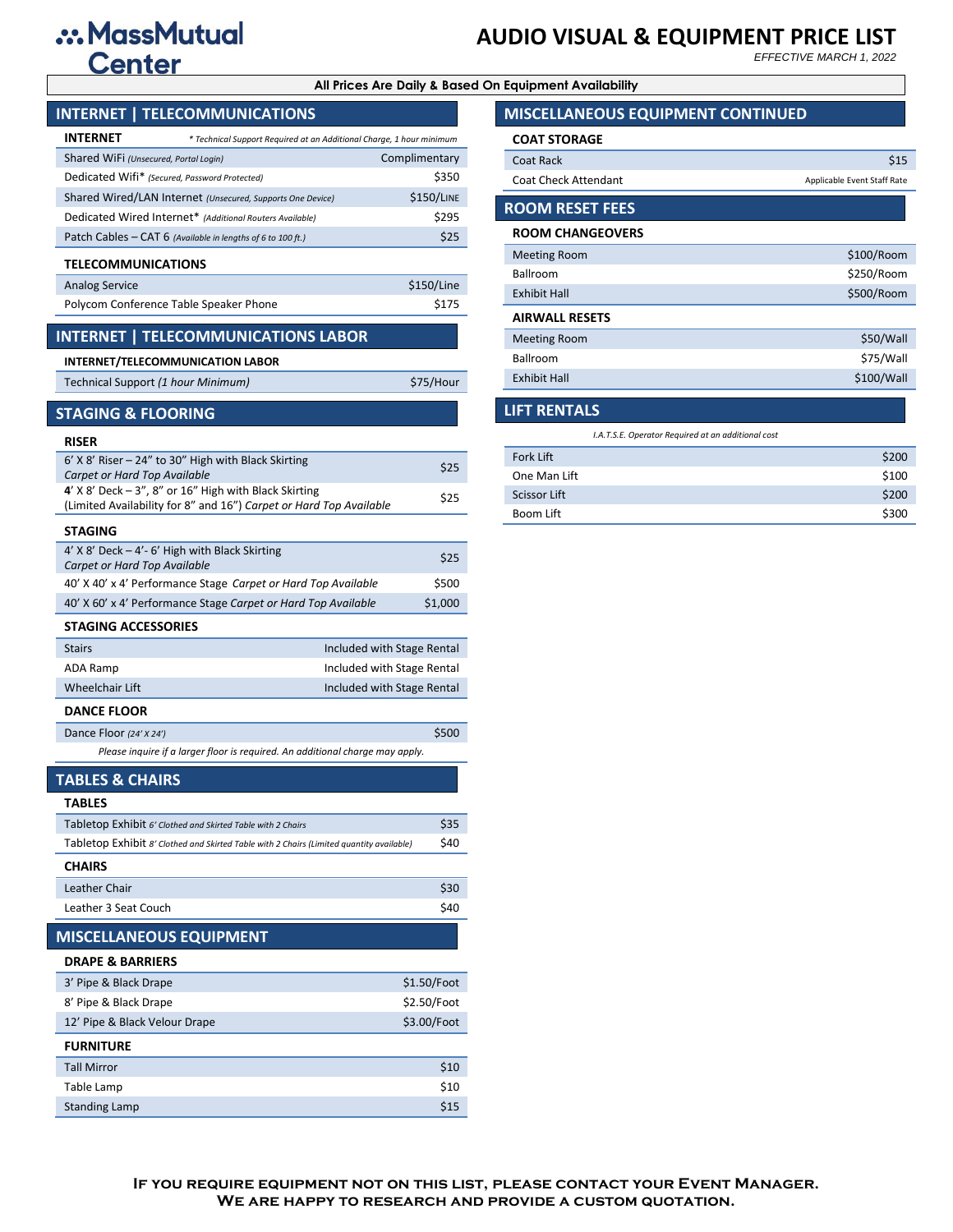# AUDIO VISUAL & EQUIPMENT PRICE LIST

*EFFECTIVE MARCH 1, 2022*

MassMutual Center

**All Prices Are Daily & Based On Equipment Availability**

## INTERNET | TELECOMMUNICATIONS

**INTERNET** *\* Technical Support Required at an Additional Charge, 1 hour minimum*

| | |
|---|---|
| Shared WiFi *(Unsecured, Portal Login)* | Complimentary |
| Dedicated Wifi* *(Secured, Password Protected)* | $350 |
| Shared Wired/LAN Internet *(Unsecured, Supports One Device)* | $150/Line |
| Dedicated Wired Internet* *(Additional Routers Available)* | $295 |
| Patch Cables – CAT 6 *(Available in lengths of 6 to 100 ft.)* | $25 |

**TELECOMMUNICATIONS**

| | |
|---|---|
| Analog Service | $150/Line |
| Polycom Conference Table Speaker Phone | $175 |

## INTERNET | TELECOMMUNICATIONS LABOR

**INTERNET/TELECOMMUNICATION LABOR**

| | |
|---|---|
| Technical Support *(1 hour Minimum)* | $75/Hour |

## STAGING & FLOORING

**RISER**

| | |
|---|---|
| 6' X 8' Riser – 24" to 30" High with Black Skirting *Carpet or Hard Top Available* | $25 |
| **4**' X 8' Deck – 3", 8" or 16" High with Black Skirting (Limited Availability for 8" and 16") *Carpet or Hard Top Available* | $25 |

**STAGING**

| | |
|---|---|
| 4' X 8' Deck – 4'- 6' High with Black Skirting *Carpet or Hard Top Available* | $25 |
| 40' X 40' x 4' Performance Stage *Carpet or Hard Top Available* | $500 |
| 40' X 60' x 4' Performance Stage *Carpet or Hard Top Available* | $1,000 |

**STAGING ACCESSORIES**

| | |
|---|---|
| Stairs | Included with Stage Rental |
| ADA Ramp | Included with Stage Rental |
| Wheelchair Lift | Included with Stage Rental |

**DANCE FLOOR**

| | |
|---|---|
| Dance Floor *(24' X 24')* | $500 |

*Please inquire if a larger floor is required. An additional charge may apply.*

## TABLES & CHAIRS

**TABLES**

| | |
|---|---|
| Tabletop Exhibit *6' Clothed and Skirted Table with 2 Chairs* | $35 |
| Tabletop Exhibit *8' Clothed and Skirted Table with 2 Chairs (Limited quantity available)* | $40 |

**CHAIRS**

| | |
|---|---|
| Leather Chair | $30 |
| Leather 3 Seat Couch | $40 |

## MISCELLANEOUS EQUIPMENT

**DRAPE & BARRIERS**

| | |
|---|---|
| 3' Pipe & Black Drape | $1.50/Foot |
| 8' Pipe & Black Drape | $2.50/Foot |
| 12' Pipe & Black Velour Drape | $3.00/Foot |

**FURNITURE**

| | |
|---|---|
| Tall Mirror | $10 |
| Table Lamp | $10 |
| Standing Lamp | $15 |

## MISCELLANEOUS EQUIPMENT CONTINUED

**COAT STORAGE**

| | |
|---|---|
| Coat Rack | $15 |
| Coat Check Attendant | Applicable Event Staff Rate |

## ROOM RESET FEES

**ROOM CHANGEOVERS**

| | |
|---|---|
| Meeting Room | $100/Room |
| Ballroom | $250/Room |
| Exhibit Hall | $500/Room |

**AIRWALL RESETS**

| | |
|---|---|
| Meeting Room | $50/Wall |
| Ballroom | $75/Wall |
| Exhibit Hall | $100/Wall |

## LIFT RENTALS

*I.A.T.S.E. Operator Required at an additional cost*

| | |
|---|---|
| Fork Lift | $200 |
| One Man Lift | $100 |
| Scissor Lift | $200 |
| Boom Lift | $300 |

**If you require equipment not on this list, please contact your Event Manager. We are happy to research and provide a custom quotation.**